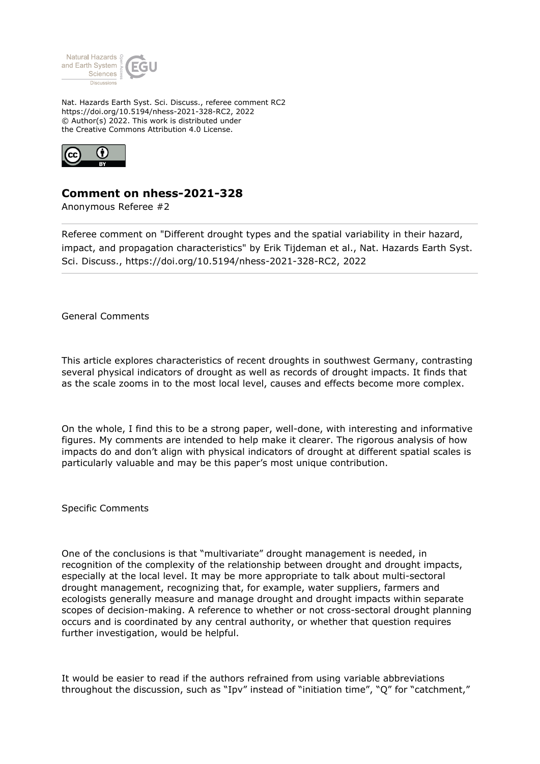Nat. Hazards Earth Syst. Sci. Discuss., referee comment RC2
https://doi.org/10.5194/nhess-2021-328-RC2, 2022
© Author(s) 2022. This work is distributed under
the Creative Commons Attribution 4.0 License.

## Comment on nhess-2021-328

Anonymous Referee #2

Referee comment on "Different drought types and the spatial variability in their hazard, impact, and propagation characteristics" by Erik Tijdeman et al., Nat. Hazards Earth Syst. Sci. Discuss., https://doi.org/10.5194/nhess-2021-328-RC2, 2022

General Comments

This article explores characteristics of recent droughts in southwest Germany, contrasting several physical indicators of drought as well as records of drought impacts. It finds that as the scale zooms in to the most local level, causes and effects become more complex.

On the whole, I find this to be a strong paper, well-done, with interesting and informative figures. My comments are intended to help make it clearer. The rigorous analysis of how impacts do and don't align with physical indicators of drought at different spatial scales is particularly valuable and may be this paper's most unique contribution.

Specific Comments

One of the conclusions is that "multivariate" drought management is needed, in recognition of the complexity of the relationship between drought and drought impacts, especially at the local level. It may be more appropriate to talk about multi-sectoral drought management, recognizing that, for example, water suppliers, farmers and ecologists generally measure and manage drought and drought impacts within separate scopes of decision-making. A reference to whether or not cross-sectoral drought planning occurs and is coordinated by any central authority, or whether that question requires further investigation, would be helpful.

It would be easier to read if the authors refrained from using variable abbreviations throughout the discussion, such as "Ipv" instead of "initiation time", "Q" for "catchment,"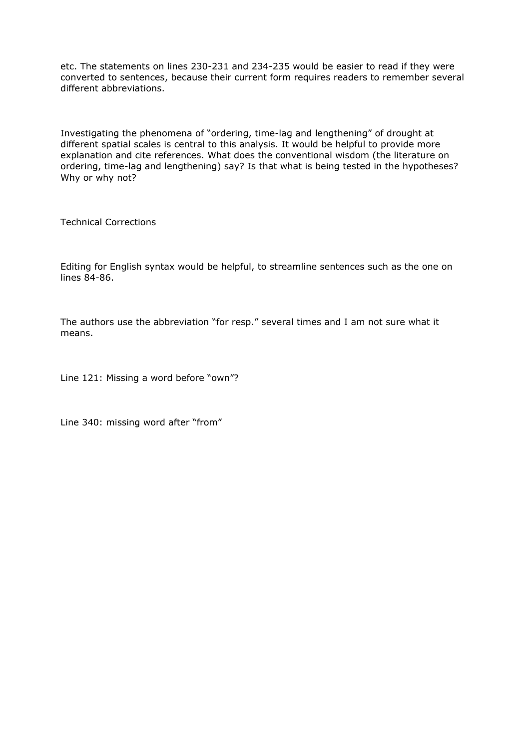etc. The statements on lines 230-231 and 234-235 would be easier to read if they were converted to sentences, because their current form requires readers to remember several different abbreviations.

Investigating the phenomena of “ordering, time-lag and lengthening” of drought at different spatial scales is central to this analysis. It would be helpful to provide more explanation and cite references. What does the conventional wisdom (the literature on ordering, time-lag and lengthening) say? Is that what is being tested in the hypotheses? Why or why not?

## Technical Corrections

Editing for English syntax would be helpful, to streamline sentences such as the one on lines 84-86.

The authors use the abbreviation “for resp.” several times and I am not sure what it means.

Line 121: Missing a word before “own”?

Line 340: missing word after “from”